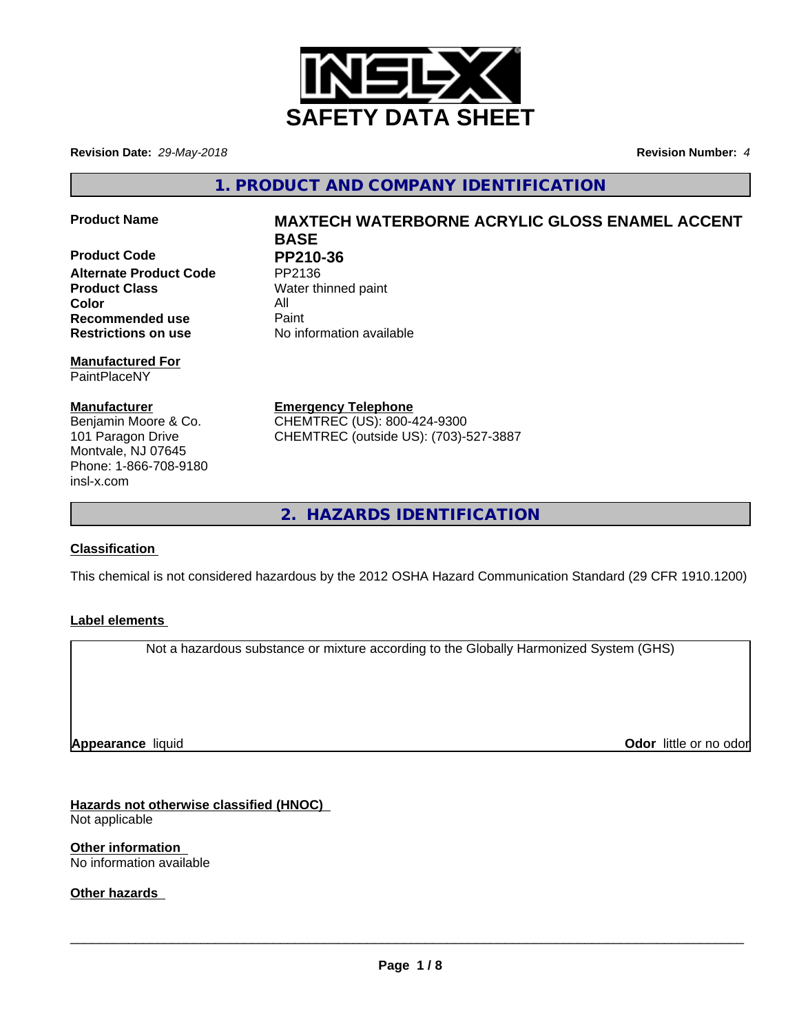# SAFETY DATA SHEET

**Revision Date:** *29-May-2018*

**Revision Number:** *4*

## 1. PRODUCT AND COMPANY IDENTIFICATION

| | |
|---|---|
| **Product Name** | **MAXTECH WATERBORNE ACRYLIC GLOSS ENAMEL ACCENT BASE** |
| **Product Code** | **PP210-36** |
| **Alternate Product Code** | PP2136 |
| **Product Class** | Water thinned paint |
| **Color** | All |
| **Recommended use** | Paint |
| **Restrictions on use** | No information available |

**Manufactured For**
PaintPlaceNY

**Manufacturer**
Benjamin Moore & Co.
101 Paragon Drive
Montvale, NJ 07645
Phone: 1-866-708-9180
insl-x.com

**Emergency Telephone**
CHEMTREC (US): 800-424-9300
CHEMTREC (outside US): (703)-527-3887

## 2. HAZARDS IDENTIFICATION

**Classification**

This chemical is not considered hazardous by the 2012 OSHA Hazard Communication Standard (29 CFR 1910.1200)

**Label elements**

Not a hazardous substance or mixture according to the Globally Harmonized System (GHS)

**Appearance** liquid

**Odor** little or no odor

**Hazards not otherwise classified (HNOC)**
Not applicable

**Other information**
No information available

**Other hazards**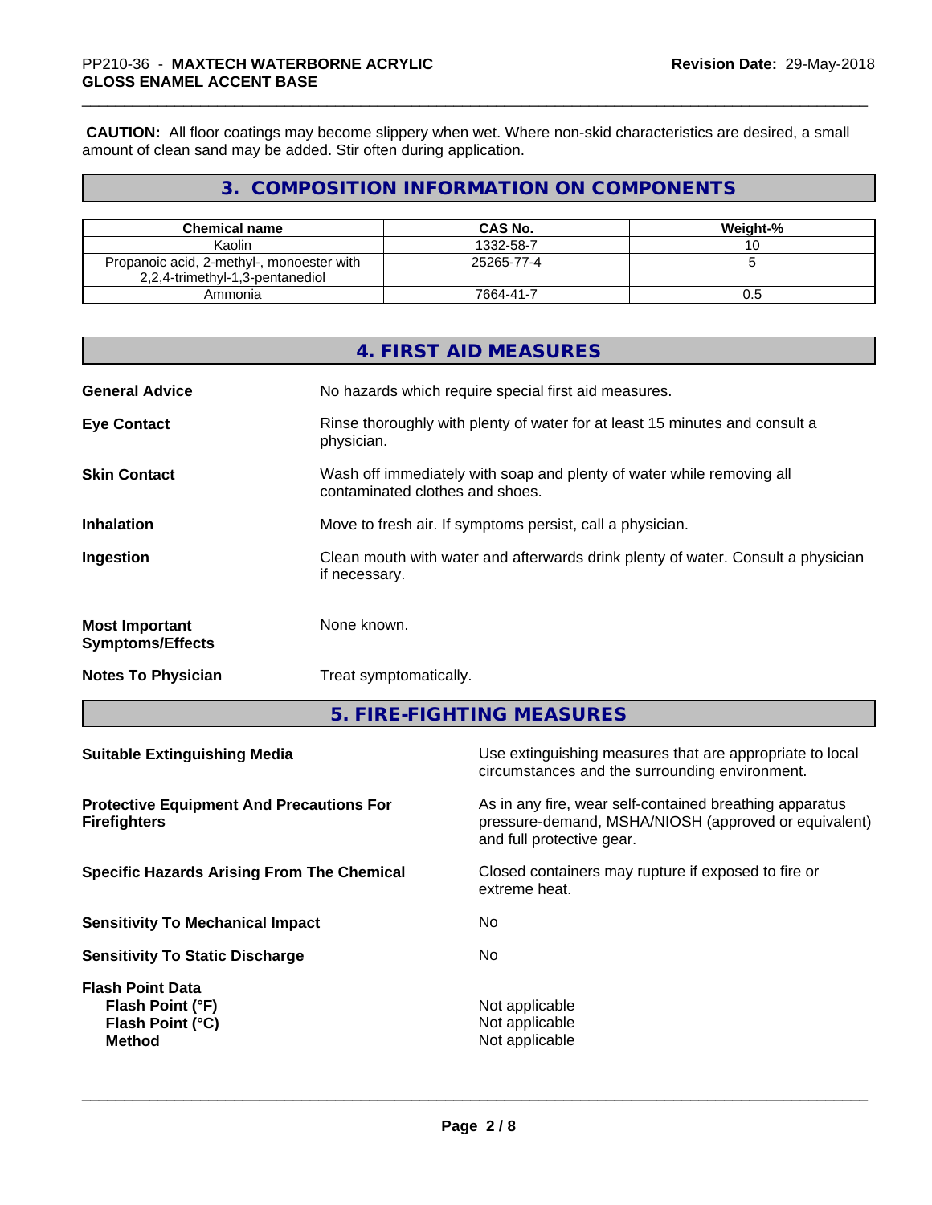**CAUTION:** All floor coatings may become slippery when wet. Where non-skid characteristics are desired, a small amount of clean sand may be added. Stir often during application.

## 3. COMPOSITION INFORMATION ON COMPONENTS

| Chemical name | CAS No. | Weight-% |
|---|---|---|
| Kaolin | 1332-58-7 | 10 |
| Propanoic acid, 2-methyl-, monoester with 2,2,4-trimethyl-1,3-pentanediol | 25265-77-4 | 5 |
| Ammonia | 7664-41-7 | 0.5 |

## 4. FIRST AID MEASURES

**General Advice**
No hazards which require special first aid measures.

**Eye Contact**
Rinse thoroughly with plenty of water for at least 15 minutes and consult a physician.

**Skin Contact**
Wash off immediately with soap and plenty of water while removing all contaminated clothes and shoes.

**Inhalation**
Move to fresh air. If symptoms persist, call a physician.

**Ingestion**
Clean mouth with water and afterwards drink plenty of water. Consult a physician if necessary.

**Most Important Symptoms/Effects**
None known.

**Notes To Physician**
Treat symptomatically.

## 5. FIRE-FIGHTING MEASURES

**Suitable Extinguishing Media**
Use extinguishing measures that are appropriate to local circumstances and the surrounding environment.

**Protective Equipment And Precautions For Firefighters**
As in any fire, wear self-contained breathing apparatus pressure-demand, MSHA/NIOSH (approved or equivalent) and full protective gear.

**Specific Hazards Arising From The Chemical**
Closed containers may rupture if exposed to fire or extreme heat.

**Sensitivity To Mechanical Impact**
No

**Sensitivity To Static Discharge**
No

**Flash Point Data**
- **Flash Point (°F)**: Not applicable
- **Flash Point (°C)**: Not applicable
- **Method**: Not applicable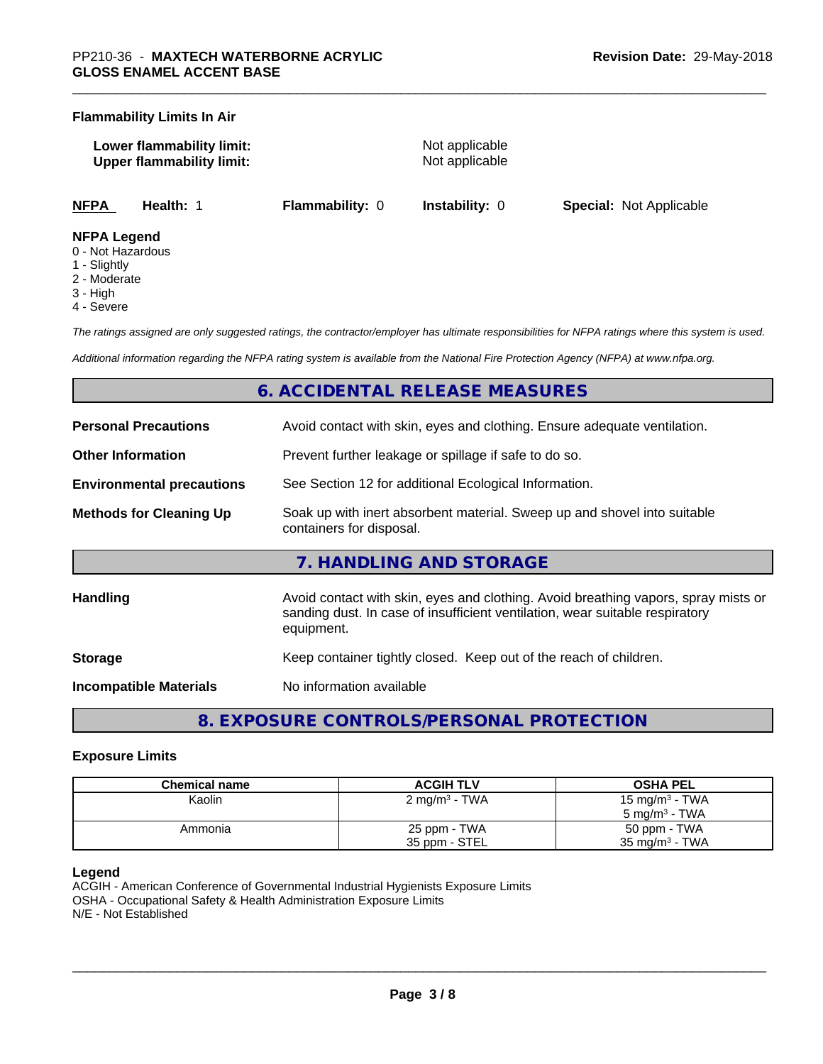**Flammability Limits In Air**

| | |
|---|---|
| **Lower flammability limit:** | Not applicable |
| **Upper flammability limit:** | Not applicable |

| **NFPA** | **Health:** 1 | **Flammability:** 0 | **Instability:** 0 | **Special:** Not Applicable |
|---|---|---|---|---|

**NFPA Legend**

- 0 - Not Hazardous
- 1 - Slightly
- 2 - Moderate
- 3 - High
- 4 - Severe

*The ratings assigned are only suggested ratings, the contractor/employer has ultimate responsibilities for NFPA ratings where this system is used.*

*Additional information regarding the NFPA rating system is available from the National Fire Protection Agency (NFPA) at www.nfpa.org.*

## 6. ACCIDENTAL RELEASE MEASURES

| | |
|---|---|
| **Personal Precautions** | Avoid contact with skin, eyes and clothing. Ensure adequate ventilation. |
| **Other Information** | Prevent further leakage or spillage if safe to do so. |
| **Environmental precautions** | See Section 12 for additional Ecological Information. |
| **Methods for Cleaning Up** | Soak up with inert absorbent material. Sweep up and shovel into suitable containers for disposal. |

## 7. HANDLING AND STORAGE

| | |
|---|---|
| **Handling** | Avoid contact with skin, eyes and clothing. Avoid breathing vapors, spray mists or sanding dust. In case of insufficient ventilation, wear suitable respiratory equipment. |
| **Storage** | Keep container tightly closed. Keep out of the reach of children. |
| **Incompatible Materials** | No information available |

## 8. EXPOSURE CONTROLS/PERSONAL PROTECTION

**Exposure Limits**

| Chemical name | ACGIH TLV | OSHA PEL |
|---|---|---|
| Kaolin | 2 mg/m³ - TWA | 15 mg/m³ - TWA<br>5 mg/m³ - TWA |
| Ammonia | 25 ppm - TWA<br>35 ppm - STEL | 50 ppm - TWA<br>35 mg/m³ - TWA |

**Legend**

ACGIH - American Conference of Governmental Industrial Hygienists Exposure Limits
OSHA - Occupational Safety & Health Administration Exposure Limits
N/E - Not Established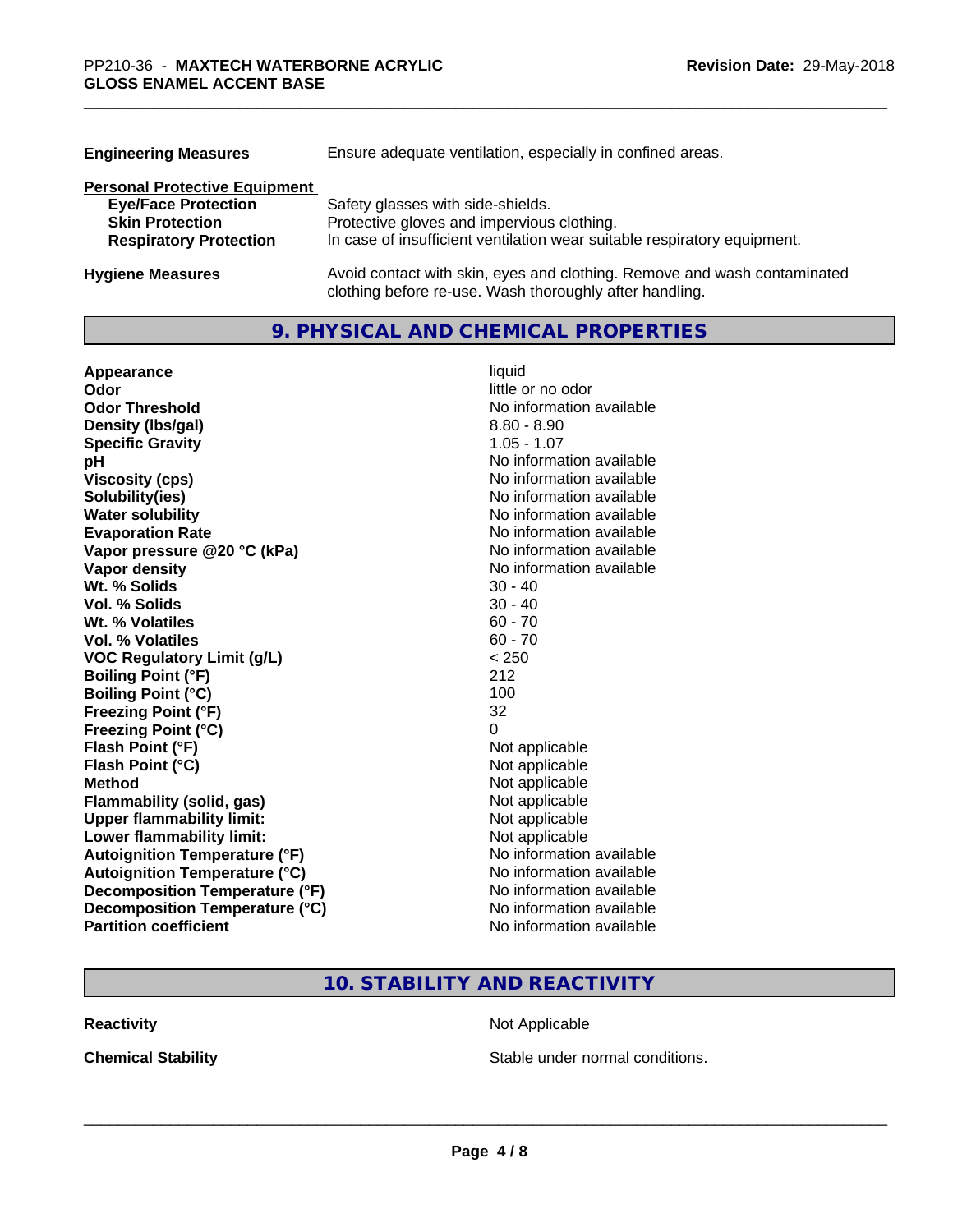| | |
|---|---|
| **Engineering Measures** | Ensure adequate ventilation, especially in confined areas. |

**Personal Protective Equipment**

| | |
|---|---|
| **Eye/Face Protection** | Safety glasses with side-shields. |
| **Skin Protection** | Protective gloves and impervious clothing. |
| **Respiratory Protection** | In case of insufficient ventilation wear suitable respiratory equipment. |

| | |
|---|---|
| **Hygiene Measures** | Avoid contact with skin, eyes and clothing. Remove and wash contaminated clothing before re-use. Wash thoroughly after handling. |

## 9. PHYSICAL AND CHEMICAL PROPERTIES

| | |
|---|---|
| **Appearance** | liquid |
| **Odor** | little or no odor |
| **Odor Threshold** | No information available |
| **Density (lbs/gal)** | 8.80 - 8.90 |
| **Specific Gravity** | 1.05 - 1.07 |
| **pH** | No information available |
| **Viscosity (cps)** | No information available |
| **Solubility(ies)** | No information available |
| **Water solubility** | No information available |
| **Evaporation Rate** | No information available |
| **Vapor pressure @20 °C (kPa)** | No information available |
| **Vapor density** | No information available |
| **Wt. % Solids** | 30 - 40 |
| **Vol. % Solids** | 30 - 40 |
| **Wt. % Volatiles** | 60 - 70 |
| **Vol. % Volatiles** | 60 - 70 |
| **VOC Regulatory Limit (g/L)** | < 250 |
| **Boiling Point (°F)** | 212 |
| **Boiling Point (°C)** | 100 |
| **Freezing Point (°F)** | 32 |
| **Freezing Point (°C)** | 0 |
| **Flash Point (°F)** | Not applicable |
| **Flash Point (°C)** | Not applicable |
| **Method** | Not applicable |
| **Flammability (solid, gas)** | Not applicable |
| **Upper flammability limit:** | Not applicable |
| **Lower flammability limit:** | Not applicable |
| **Autoignition Temperature (°F)** | No information available |
| **Autoignition Temperature (°C)** | No information available |
| **Decomposition Temperature (°F)** | No information available |
| **Decomposition Temperature (°C)** | No information available |
| **Partition coefficient** | No information available |

## 10. STABILITY AND REACTIVITY

| | |
|---|---|
| **Reactivity** | Not Applicable |
| **Chemical Stability** | Stable under normal conditions. |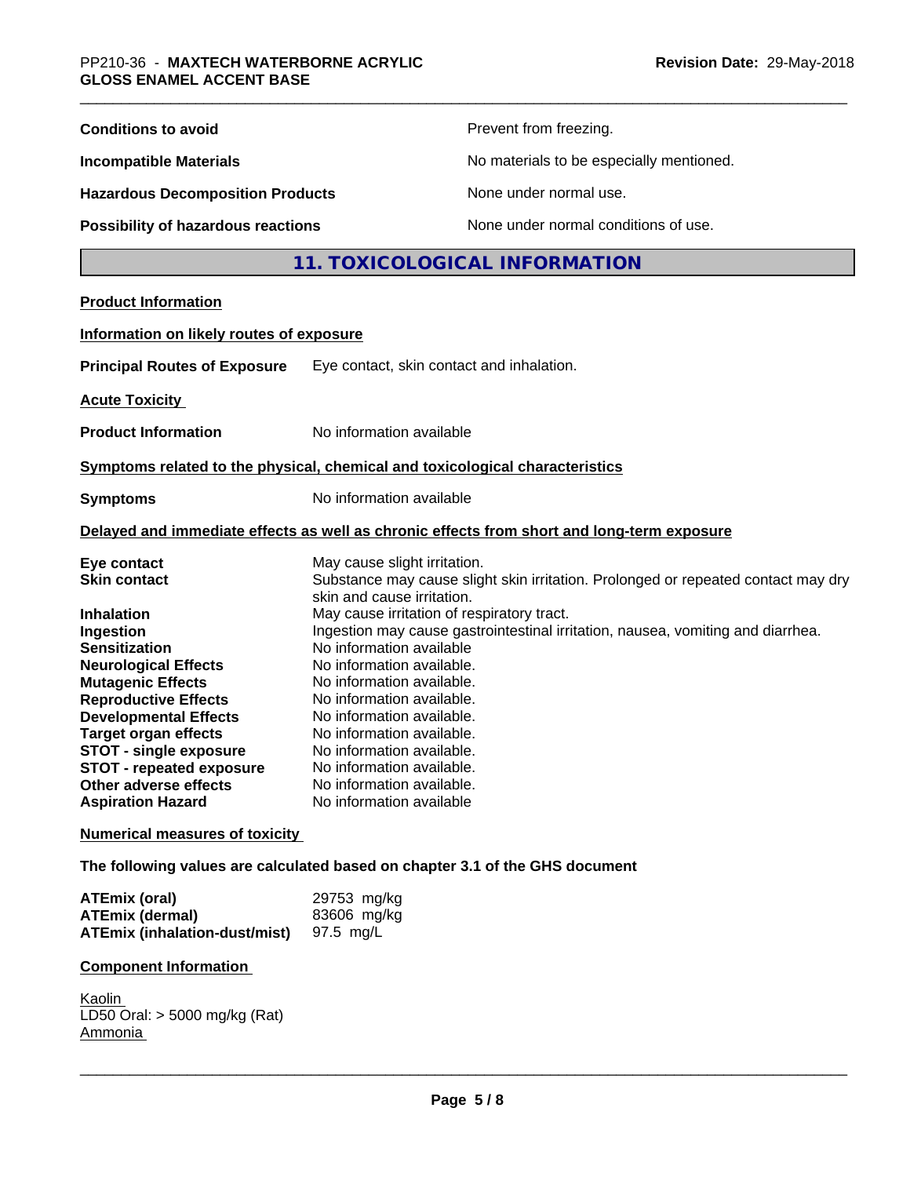| | |
|---|---|
| **Conditions to avoid** | Prevent from freezing. |
| **Incompatible Materials** | No materials to be especially mentioned. |
| **Hazardous Decomposition Products** | None under normal use. |
| **Possibility of hazardous reactions** | None under normal conditions of use. |

## 11. TOXICOLOGICAL INFORMATION

**Product Information**

**Information on likely routes of exposure**

**Principal Routes of Exposure** Eye contact, skin contact and inhalation.

**Acute Toxicity**

**Product Information** No information available

**Symptoms related to the physical, chemical and toxicological characteristics**

**Symptoms** No information available

**Delayed and immediate effects as well as chronic effects from short and long-term exposure**

| | |
|---|---|
| **Eye contact** | May cause slight irritation. |
| **Skin contact** | Substance may cause slight skin irritation. Prolonged or repeated contact may dry skin and cause irritation. |
| **Inhalation** | May cause irritation of respiratory tract. |
| **Ingestion** | Ingestion may cause gastrointestinal irritation, nausea, vomiting and diarrhea. |
| **Sensitization** | No information available |
| **Neurological Effects** | No information available. |
| **Mutagenic Effects** | No information available. |
| **Reproductive Effects** | No information available. |
| **Developmental Effects** | No information available. |
| **Target organ effects** | No information available. |
| **STOT - single exposure** | No information available. |
| **STOT - repeated exposure** | No information available. |
| **Other adverse effects** | No information available. |
| **Aspiration Hazard** | No information available |

**Numerical measures of toxicity**

**The following values are calculated based on chapter 3.1 of the GHS document**

| | |
|---|---|
| **ATEmix (oral)** | 29753 mg/kg |
| **ATEmix (dermal)** | 83606 mg/kg |
| **ATEmix (inhalation-dust/mist)** | 97.5 mg/L |

**Component Information**

Kaolin
LD50 Oral: > 5000 mg/kg (Rat)
Ammonia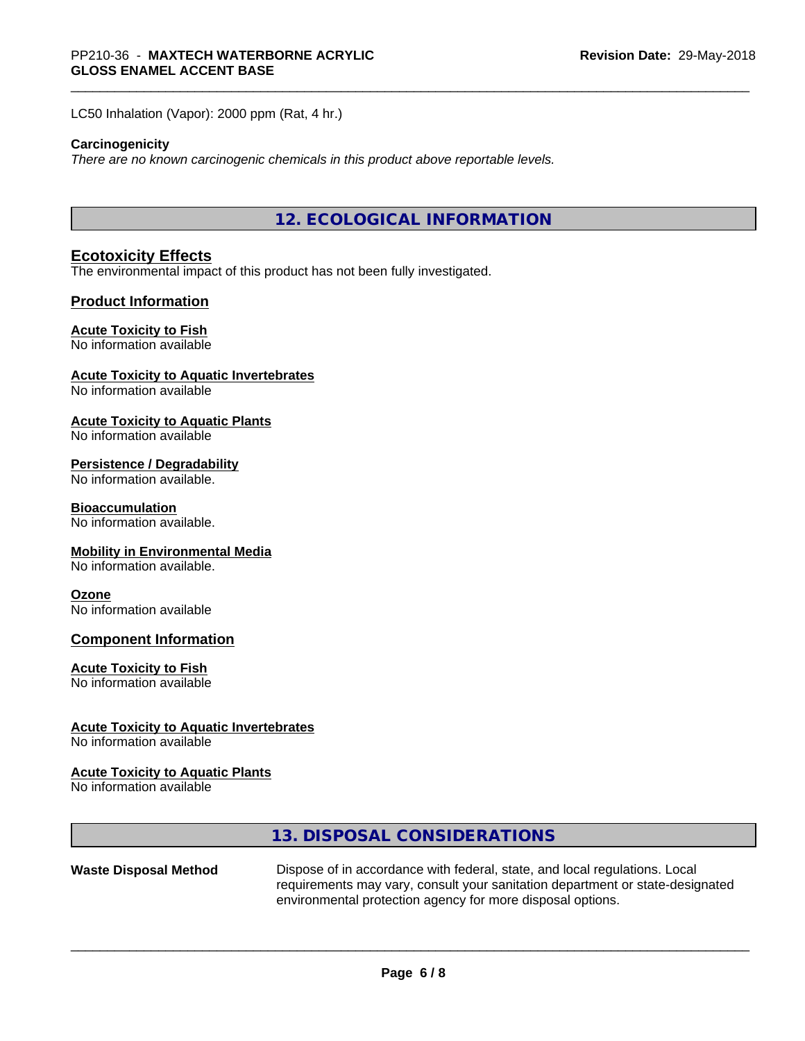LC50 Inhalation (Vapor): 2000 ppm (Rat, 4 hr.)

**Carcinogenicity**

*There are no known carcinogenic chemicals in this product above reportable levels.*

## 12. ECOLOGICAL INFORMATION

### Ecotoxicity Effects

The environmental impact of this product has not been fully investigated.

### Product Information

**Acute Toxicity to Fish**
No information available

**Acute Toxicity to Aquatic Invertebrates**
No information available

**Acute Toxicity to Aquatic Plants**
No information available

**Persistence / Degradability**
No information available.

**Bioaccumulation**
No information available.

**Mobility in Environmental Media**
No information available.

**Ozone**
No information available

### Component Information

**Acute Toxicity to Fish**
No information available

**Acute Toxicity to Aquatic Invertebrates**
No information available

**Acute Toxicity to Aquatic Plants**
No information available

## 13. DISPOSAL CONSIDERATIONS

**Waste Disposal Method** Dispose of in accordance with federal, state, and local regulations. Local requirements may vary, consult your sanitation department or state-designated environmental protection agency for more disposal options.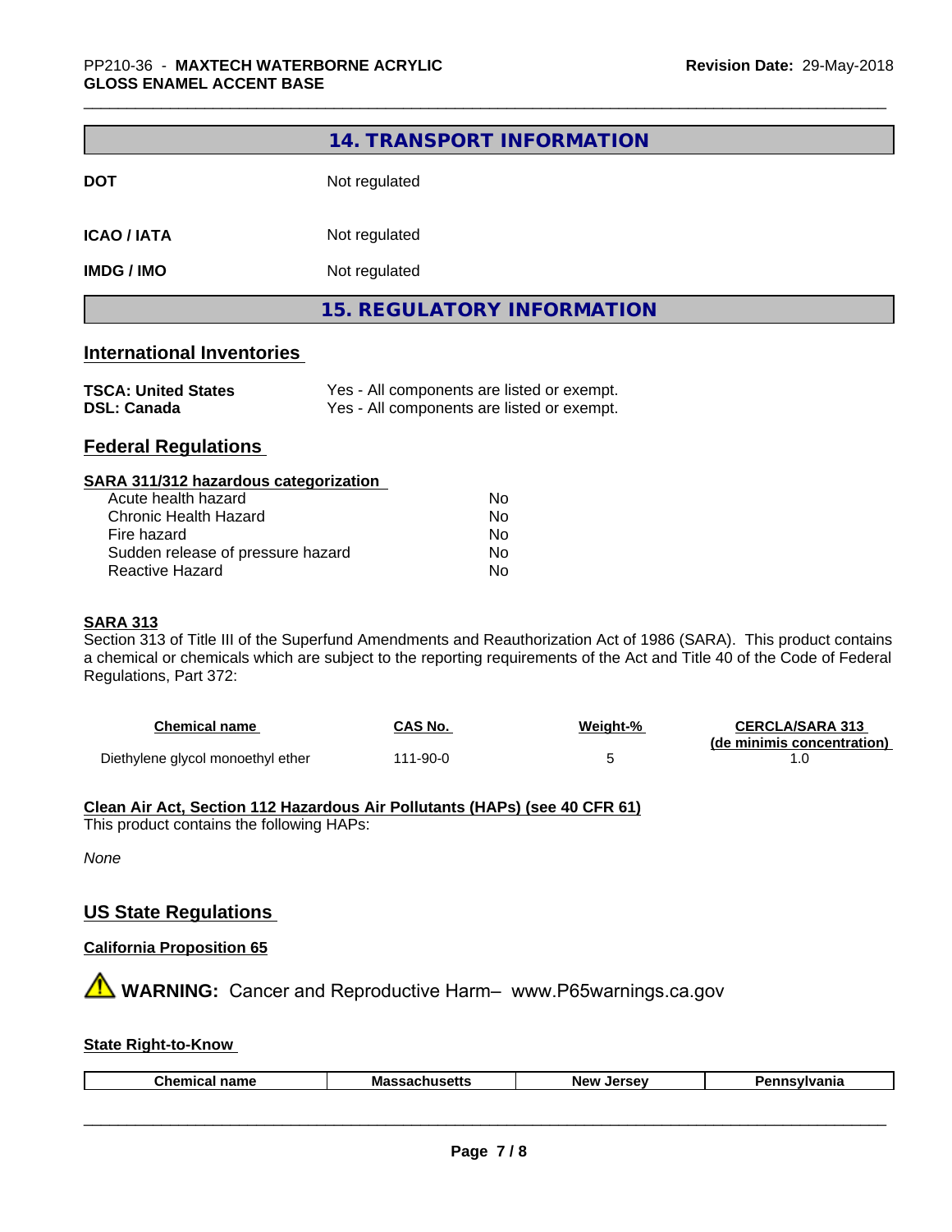## 14. TRANSPORT INFORMATION

**DOT** Not regulated

**ICAO / IATA** Not regulated

**IMDG / IMO** Not regulated

## 15. REGULATORY INFORMATION

### International Inventories

| | |
|---|---|
| **TSCA: United States** | Yes - All components are listed or exempt. |
| **DSL: Canada** | Yes - All components are listed or exempt. |

### Federal Regulations

**SARA 311/312 hazardous categorization**

| | |
|---|---|
| Acute health hazard | No |
| Chronic Health Hazard | No |
| Fire hazard | No |
| Sudden release of pressure hazard | No |
| Reactive Hazard | No |

**SARA 313**

Section 313 of Title III of the Superfund Amendments and Reauthorization Act of 1986 (SARA). This product contains a chemical or chemicals which are subject to the reporting requirements of the Act and Title 40 of the Code of Federal Regulations, Part 372:

| Chemical name | CAS No. | Weight-% | CERCLA/SARA 313 (de minimis concentration) |
|---|---|---|---|
| Diethylene glycol monoethyl ether | 111-90-0 | 5 | 1.0 |

**Clean Air Act, Section 112 Hazardous Air Pollutants (HAPs) (see 40 CFR 61)**

This product contains the following HAPs:

*None*

### US State Regulations

**California Proposition 65**

⚠ **WARNING:** Cancer and Reproductive Harm– www.P65warnings.ca.gov

**State Right-to-Know**

| Chemical name | Massachusetts | New Jersey | Pennsylvania |
|---|---|---|---|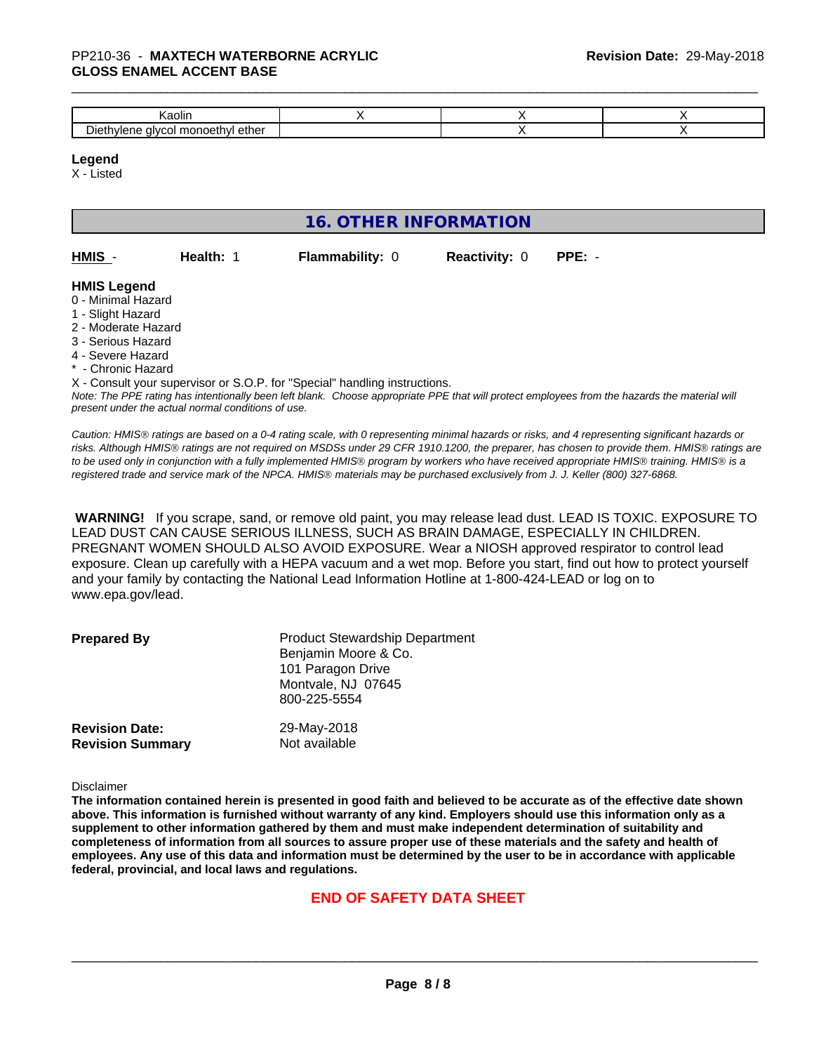| | | | |
|---|---|---|---|
| Kaolin | X | X | X |
| Diethylene glycol monoethyl ether | | X | X |

**Legend**
X - Listed

## 16. OTHER INFORMATION

**HMIS** - **Health:** 1 **Flammability:** 0 **Reactivity:** 0 **PPE:** -

**HMIS Legend**
0 - Minimal Hazard
1 - Slight Hazard
2 - Moderate Hazard
3 - Serious Hazard
4 - Severe Hazard
* - Chronic Hazard
X - Consult your supervisor or S.O.P. for "Special" handling instructions.

*Note: The PPE rating has intentionally been left blank. Choose appropriate PPE that will protect employees from the hazards the material will present under the actual normal conditions of use.*

*Caution: HMIS® ratings are based on a 0-4 rating scale, with 0 representing minimal hazards or risks, and 4 representing significant hazards or risks. Although HMIS® ratings are not required on MSDSs under 29 CFR 1910.1200, the preparer, has chosen to provide them. HMIS® ratings are to be used only in conjunction with a fully implemented HMIS® program by workers who have received appropriate HMIS® training. HMIS® is a registered trade and service mark of the NPCA. HMIS® materials may be purchased exclusively from J. J. Keller (800) 327-6868.*

**WARNING!** If you scrape, sand, or remove old paint, you may release lead dust. LEAD IS TOXIC. EXPOSURE TO LEAD DUST CAN CAUSE SERIOUS ILLNESS, SUCH AS BRAIN DAMAGE, ESPECIALLY IN CHILDREN. PREGNANT WOMEN SHOULD ALSO AVOID EXPOSURE. Wear a NIOSH approved respirator to control lead exposure. Clean up carefully with a HEPA vacuum and a wet mop. Before you start, find out how to protect yourself and your family by contacting the National Lead Information Hotline at 1-800-424-LEAD or log on to www.epa.gov/lead.

**Prepared By**
Product Stewardship Department
Benjamin Moore & Co.
101 Paragon Drive
Montvale, NJ 07645
800-225-5554

**Revision Date:** 29-May-2018
**Revision Summary** Not available

Disclaimer
**The information contained herein is presented in good faith and believed to be accurate as of the effective date shown above. This information is furnished without warranty of any kind. Employers should use this information only as a supplement to other information gathered by them and must make independent determination of suitability and completeness of information from all sources to assure proper use of these materials and the safety and health of employees. Any use of this data and information must be determined by the user to be in accordance with applicable federal, provincial, and local laws and regulations.**

**END OF SAFETY DATA SHEET**